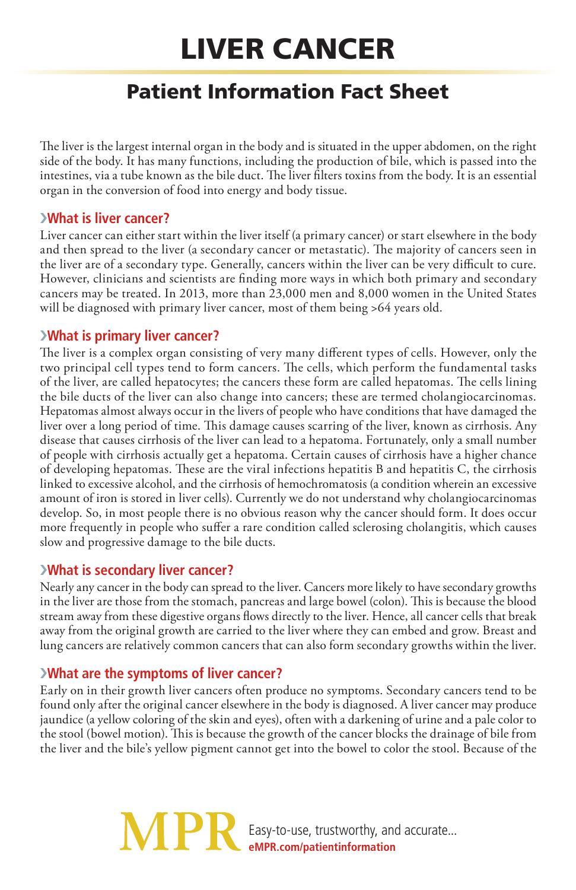# LIVER CANCER

## Patient Information Fact Sheet

The liver is the largest internal organ in the body and is situated in the upper abdomen, on the right side of the body. It has many functions, including the production of bile, which is passed into the intestines, via a tube known as the bile duct. The liver filters toxins from the body. It is an essential organ in the conversion of food into energy and body tissue.

### ›What is liver cancer?

Liver cancer can either start within the liver itself (a primary cancer) or start elsewhere in the body and then spread to the liver (a secondary cancer or metastatic). The majority of cancers seen in the liver are of a secondary type. Generally, cancers within the liver can be very difficult to cure. However, clinicians and scientists are finding more ways in which both primary and secondary cancers may be treated. In 2013, more than 23,000 men and 8,000 women in the United States will be diagnosed with primary liver cancer, most of them being >64 years old.

### ›What is primary liver cancer?

The liver is a complex organ consisting of very many different types of cells. However, only the two principal cell types tend to form cancers. The cells, which perform the fundamental tasks of the liver, are called hepatocytes; the cancers these form are called hepatomas. The cells lining the bile ducts of the liver can also change into cancers; these are termed cholangiocarcinomas. Hepatomas almost always occur in the livers of people who have conditions that have damaged the liver over a long period of time. This damage causes scarring of the liver, known as cirrhosis. Any disease that causes cirrhosis of the liver can lead to a hepatoma. Fortunately, only a small number of people with cirrhosis actually get a hepatoma. Certain causes of cirrhosis have a higher chance of developing hepatomas. These are the viral infections hepatitis B and hepatitis C, the cirrhosis linked to excessive alcohol, and the cirrhosis of hemochromatosis (a condition wherein an excessive amount of iron is stored in liver cells). Currently we do not understand why cholangiocarcinomas develop. So, in most people there is no obvious reason why the cancer should form. It does occur more frequently in people who suffer a rare condition called sclerosing cholangitis, which causes slow and progressive damage to the bile ducts.

### ›What is secondary liver cancer?

Nearly any cancer in the body can spread to the liver. Cancers more likely to have secondary growths in the liver are those from the stomach, pancreas and large bowel (colon). This is because the blood stream away from these digestive organs flows directly to the liver. Hence, all cancer cells that break away from the original growth are carried to the liver where they can embed and grow. Breast and lung cancers are relatively common cancers that can also form secondary growths within the liver.

### ›What are the symptoms of liver cancer?

Early on in their growth liver cancers often produce no symptoms. Secondary cancers tend to be found only after the original cancer elsewhere in the body is diagnosed. A liver cancer may produce jaundice (a yellow coloring of the skin and eyes), often with a darkening of urine and a pale color to the stool (bowel motion). This is because the growth of the cancer blocks the drainage of bile from the liver and the bile's yellow pigment cannot get into the bowel to color the stool. Because of the

MPR Easy-to-use, trustworthy, and accurate... eMPR.com/patientinformation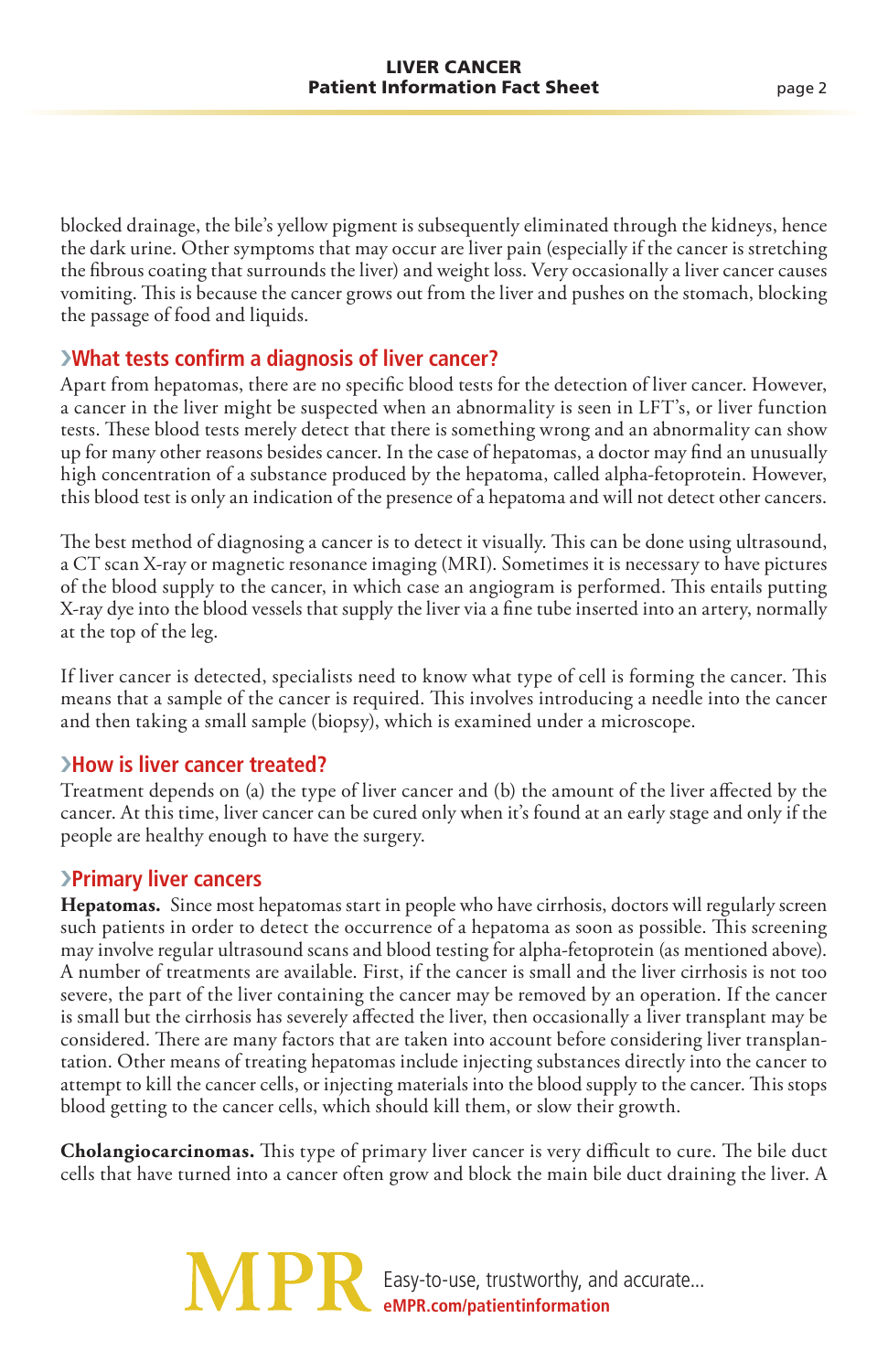blocked drainage, the bile's yellow pigment is subsequently eliminated through the kidneys, hence the dark urine. Other symptoms that may occur are liver pain (especially if the cancer is stretching the fibrous coating that surrounds the liver) and weight loss. Very occasionally a liver cancer causes vomiting. This is because the cancer grows out from the liver and pushes on the stomach, blocking the passage of food and liquids.

## What tests confirm a diagnosis of liver cancer?

Apart from hepatomas, there are no specific blood tests for the detection of liver cancer. However, a cancer in the liver might be suspected when an abnormality is seen in LFT's, or liver function tests. These blood tests merely detect that there is something wrong and an abnormality can show up for many other reasons besides cancer. In the case of hepatomas, a doctor may find an unusually high concentration of a substance produced by the hepatoma, called alpha-fetoprotein. However, this blood test is only an indication of the presence of a hepatoma and will not detect other cancers.

The best method of diagnosing a cancer is to detect it visually. This can be done using ultrasound, a CT scan X-ray or magnetic resonance imaging (MRI). Sometimes it is necessary to have pictures of the blood supply to the cancer, in which case an angiogram is performed. This entails putting X-ray dye into the blood vessels that supply the liver via a fine tube inserted into an artery, normally at the top of the leg.

If liver cancer is detected, specialists need to know what type of cell is forming the cancer. This means that a sample of the cancer is required. This involves introducing a needle into the cancer and then taking a small sample (biopsy), which is examined under a microscope.

## How is liver cancer treated?

Treatment depends on (a) the type of liver cancer and (b) the amount of the liver affected by the cancer. At this time, liver cancer can be cured only when it's found at an early stage and only if the people are healthy enough to have the surgery.

## Primary liver cancers

**Hepatomas.** Since most hepatomas start in people who have cirrhosis, doctors will regularly screen such patients in order to detect the occurrence of a hepatoma as soon as possible. This screening may involve regular ultrasound scans and blood testing for alpha-fetoprotein (as mentioned above). A number of treatments are available. First, if the cancer is small and the liver cirrhosis is not too severe, the part of the liver containing the cancer may be removed by an operation. If the cancer is small but the cirrhosis has severely affected the liver, then occasionally a liver transplant may be considered. There are many factors that are taken into account before considering liver transplantation. Other means of treating hepatomas include injecting substances directly into the cancer to attempt to kill the cancer cells, or injecting materials into the blood supply to the cancer. This stops blood getting to the cancer cells, which should kill them, or slow their growth.

**Cholangiocarcinomas.** This type of primary liver cancer is very difficult to cure. The bile duct cells that have turned into a cancer often grow and block the main bile duct draining the liver. A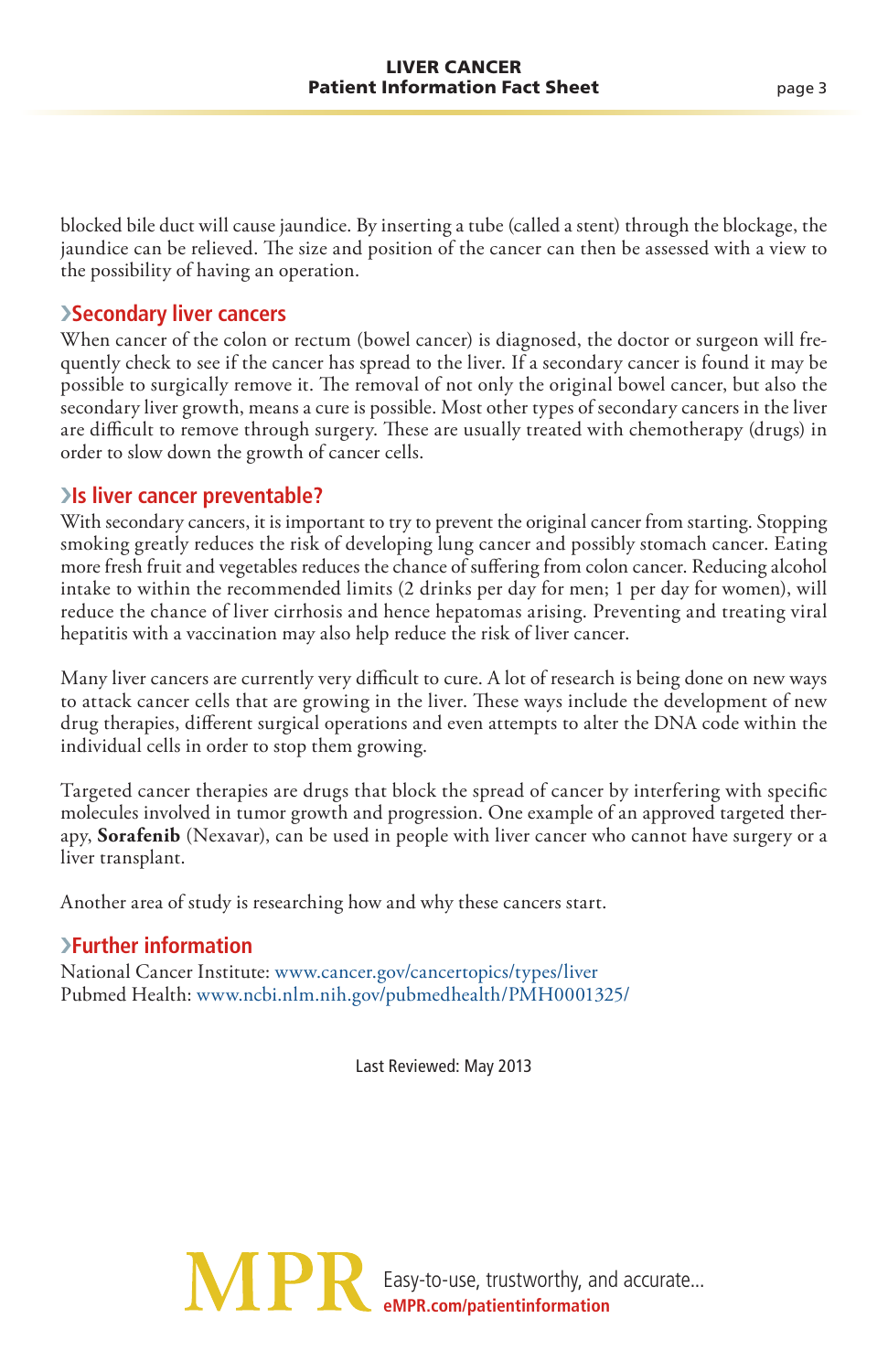blocked bile duct will cause jaundice. By inserting a tube (called a stent) through the blockage, the jaundice can be relieved. The size and position of the cancer can then be assessed with a view to the possibility of having an operation.

## Secondary liver cancers

When cancer of the colon or rectum (bowel cancer) is diagnosed, the doctor or surgeon will frequently check to see if the cancer has spread to the liver. If a secondary cancer is found it may be possible to surgically remove it. The removal of not only the original bowel cancer, but also the secondary liver growth, means a cure is possible. Most other types of secondary cancers in the liver are difficult to remove through surgery. These are usually treated with chemotherapy (drugs) in order to slow down the growth of cancer cells.

## Is liver cancer preventable?

With secondary cancers, it is important to try to prevent the original cancer from starting. Stopping smoking greatly reduces the risk of developing lung cancer and possibly stomach cancer. Eating more fresh fruit and vegetables reduces the chance of suffering from colon cancer. Reducing alcohol intake to within the recommended limits (2 drinks per day for men; 1 per day for women), will reduce the chance of liver cirrhosis and hence hepatomas arising. Preventing and treating viral hepatitis with a vaccination may also help reduce the risk of liver cancer.

Many liver cancers are currently very difficult to cure. A lot of research is being done on new ways to attack cancer cells that are growing in the liver. These ways include the development of new drug therapies, different surgical operations and even attempts to alter the DNA code within the individual cells in order to stop them growing.

Targeted cancer therapies are drugs that block the spread of cancer by interfering with specific molecules involved in tumor growth and progression. One example of an approved targeted therapy, **Sorafenib** (Nexavar), can be used in people with liver cancer who cannot have surgery or a liver transplant.

Another area of study is researching how and why these cancers start.

## Further information

National Cancer Institute: www.cancer.gov/cancertopics/types/liver
Pubmed Health: www.ncbi.nlm.nih.gov/pubmedhealth/PMH0001325/

Last Reviewed: May 2013

MPR Easy-to-use, trustworthy, and accurate...
eMPR.com/patientinformation